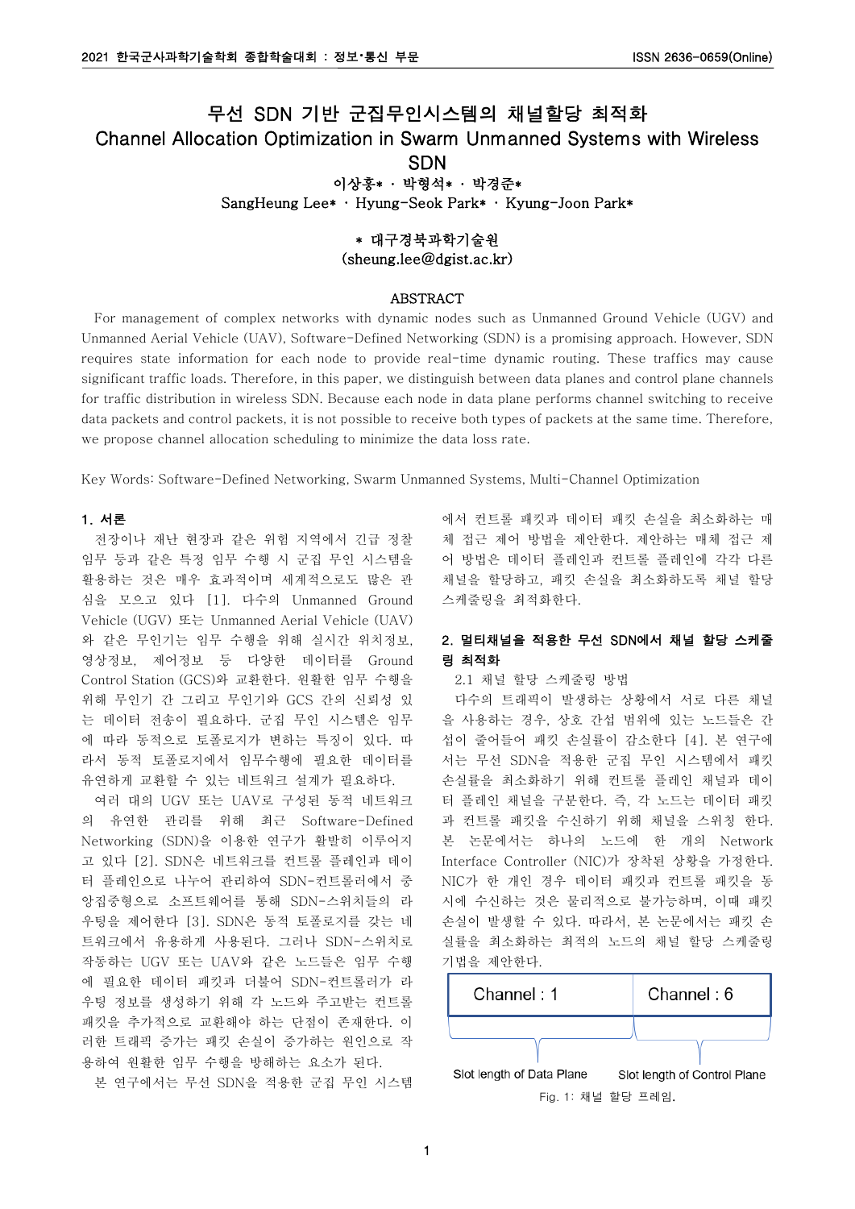# 무선 SDN 기반 군집무인시스템의 채널할당 최적화

# Channel Allocation Optimization in Swarm Unmanned Systems with Wireless SDN

이상흥* · 박형석* · 박경준*

SangHeung Lee* · Hyung-Seok Park* · Kyung-Joon Park*

\* 대구경북과학기술원

(sheung.lee@dgist.ac.kr)

## ABSTRACT

For management of complex networks with dynamic nodes such as Unmanned Ground Vehicle (UGV) and Unmanned Aerial Vehicle (UAV), Software-Defined Networking (SDN) is a promising approach. However, SDN requires state information for each node to provide real-time dynamic routing. These traffics may cause significant traffic loads. Therefore, in this paper, we distinguish between data planes and control plane channels for traffic distribution in wireless SDN. Because each node in data plane performs channel switching to receive data packets and control packets, it is not possible to receive both types of packets at the same time. Therefore, we propose channel allocation scheduling to minimize the data loss rate.

Key Words: Software-Defined Networking, Swarm Unmanned Systems, Multi-Channel Optimization

## 1. 서론

전장이나 재난 현장과 같은 위험 지역에서 긴급 정찰 임무 등과 같은 특정 임무 수행 시 군집 무인 시스템을 활용하는 것은 매우 효과적이며 세계적으로도 많은 관심을 모으고 있다 [1]. 다수의 Unmanned Ground Vehicle (UGV) 또는 Unmanned Aerial Vehicle (UAV)와 같은 무인기는 임무 수행을 위해 실시간 위치정보, 영상정보, 제어정보 등 다양한 데이터를 Ground Control Station (GCS)와 교환한다. 원활한 임무 수행을 위해 무인기 간 그리고 무인기와 GCS 간의 신뢰성 있는 데이터 전송이 필요하다. 군집 무인 시스템은 임무에 따라 동적으로 토폴로지가 변하는 특징이 있다. 따라서 동적 토폴로지에서 임무수행에 필요한 데이터를 유연하게 교환할 수 있는 네트워크 설계가 필요하다.

여러 대의 UGV 또는 UAV로 구성된 동적 네트워크의 유연한 관리를 위해 최근 Software-Defined Networking (SDN)을 이용한 연구가 활발히 이루어지고 있다 [2]. SDN은 네트워크를 컨트롤 플레인과 데이터 플레인으로 나누어 관리하여 SDN-컨트롤러에서 중앙집중형으로 소프트웨어를 통해 SDN-스위치들의 라우팅을 제어한다 [3]. SDN은 동적 토폴로지를 갖는 네트워크에서 유용하게 사용된다. 그러나 SDN-스위치로 작동하는 UGV 또는 UAV와 같은 노드들은 임무 수행에 필요한 데이터 패킷과 더불어 SDN-컨트롤러가 라우팅 정보를 생성하기 위해 각 노드와 주고받는 컨트롤 패킷을 추가적으로 교환해야 하는 단점이 존재한다. 이러한 트래픽 증가는 패킷 손실이 증가하는 원인으로 작용하여 원활한 임무 수행을 방해하는 요소가 된다.

본 연구에서는 무선 SDN을 적용한 군집 무인 시스템에서 컨트롤 패킷과 데이터 패킷 손실을 최소화하는 매체 접근 제어 방법을 제안한다. 제안하는 매체 접근 제어 방법은 데이터 플레인과 컨트롤 플레인에 각각 다른 채널을 할당하고, 패킷 손실을 최소화하도록 채널 할당 스케줄링을 최적화한다.

## 2. 멀티채널을 적용한 무선 SDN에서 채널 할당 스케줄링 최적화

### 2.1 채널 할당 스케줄링 방법

다수의 트래픽이 발생하는 상황에서 서로 다른 채널을 사용하는 경우, 상호 간섭 범위에 있는 노드들은 간섭이 줄어들어 패킷 손실률이 감소한다 [4]. 본 연구에서는 무선 SDN을 적용한 군집 무인 시스템에서 패킷 손실률을 최소화하기 위해 컨트롤 플레인 채널과 데이터 플레인 채널을 구분한다. 즉, 각 노드는 데이터 패킷과 컨트롤 패킷을 수신하기 위해 채널을 스위칭 한다. 본 논문에서는 하나의 노드에 한 개의 Network Interface Controller (NIC)가 장착된 상황을 가정한다. NIC가 한 개인 경우 데이터 패킷과 컨트롤 패킷을 동시에 수신하는 것은 물리적으로 불가능하며, 이때 패킷 손실이 발생할 수 있다. 따라서, 본 논문에서는 패킷 손실률을 최소화하는 최적의 노드의 채널 할당 스케줄링 기법을 제안한다.

| Channel : 1 | Channel : 6 |
| --- | --- |
| Slot length of Data Plane | Slot length of Control Plane |

Fig. 1: 채널 할당 프레임.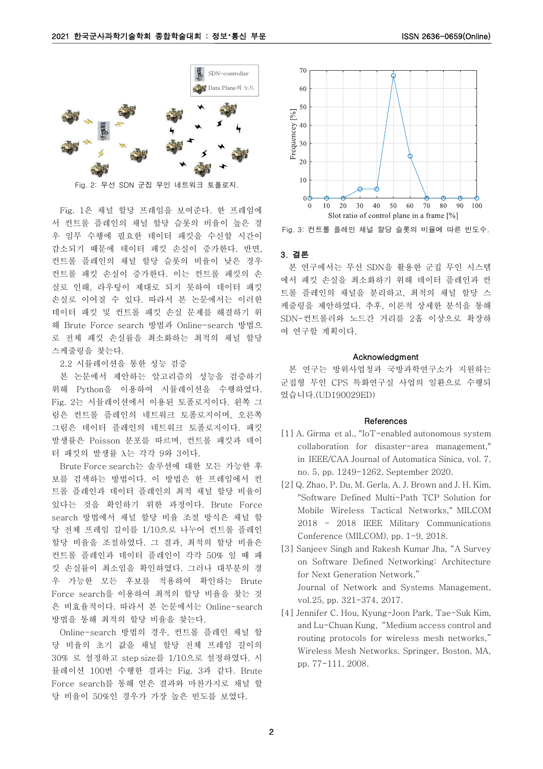SDN-controller

Data Plane의 노드

Fig. 2: 무선 SDN 군집 무인 네트워크 토폴로지.

Fig. 1은 채널 할당 프레임을 보여준다. 한 프레임에서 컨트롤 플레인의 채널 할당 슬롯의 비율이 높은 경우 임무 수행에 필요한 데이터 패킷을 수신할 시간이 감소되기 때문에 데이터 패킷 손실이 증가한다. 반면, 컨트롤 플레인의 채널 할당 슬롯의 비율이 낮은 경우 컨트롤 패킷 손실이 증가한다. 이는 컨트롤 패킷의 손실로 인해, 라우팅이 제대로 되지 못하여 데이터 패킷 손실로 이어질 수 있다. 따라서 본 논문에서는 이러한 데이터 패킷 및 컨트롤 패킷 손실 문제를 해결하기 위해 Brute Force search 방법과 Online-search 방법으로 전체 패킷 손실률을 최소화하는 최적의 채널 할당 스케줄링을 찾는다.

2.2 시뮬레이션을 통한 성능 검증

본 논문에서 제안하는 알고리즘의 성능을 검증하기 위해 Python을 이용하여 시뮬레이션을 수행하였다. Fig. 2는 시뮬레이션에서 이용된 토폴로지이다. 왼쪽 그림은 컨트롤 플레인의 네트워크 토폴로지이며, 오른쪽 그림은 데이터 플레인의 네트워크 토폴로지이다. 패킷 발생률은 Poisson 분포를 따르며, 컨트롤 패킷과 데이터 패킷의 발생률 $\lambda$는 각각 9와 3이다.

Brute Force search는 솔루션에 대한 모든 가능한 후보를 검색하는 방법이다. 이 방법은 한 프레임에서 컨트롤 플레인과 데이터 플레인의 최적 채널 할당 비율이 있다는 것을 확인하기 위한 과정이다. Brute Force search 방법에서 채널 할당 비율 조절 방식은 채널 할당 전체 프레임 길이를 1/10으로 나누어 컨트롤 플레인 할당 비율을 조절하였다. 그 결과, 최적의 할당 비율은 컨트롤 플레인과 데이터 플레인이 각각 50% 일 때 패킷 손실률이 최소임을 확인하였다. 그러나 대부분의 경우 가능한 모든 후보를 적용하여 확인하는 Brute Force search을 이용하여 최적의 할당 비율을 찾는 것은 비효율적이다. 따라서 본 논문에서는 Online-search 방법을 통해 최적의 할당 비율을 찾는다.

Online-search 방법의 경우, 컨트롤 플레인 채널 할당 비율의 초기 값을 채널 할당 전체 프레임 길이의 30% 로 설정하고 step size를 1/10으로 설정하였다. 시뮬레이션 100번 수행한 결과는 Fig. 3과 같다. Brute Force search를 통해 얻은 결과와 마찬가지로 채널 할당 비율이 50%인 경우가 가장 높은 빈도를 보였다.

Frequency [%]

0 10 20 30 40 50 60 70

0 10 20 30 40 50 60 70 80 90 100

Slot ratio of control plane in a frame [%]

Fig. 3: 컨트롤 플레인 채널 할당 슬롯의 비율에 따른 빈도수.

## 3. 결론

본 연구에서는 무선 SDN을 활용한 군집 무인 시스템에서 패킷 손실을 최소화하기 위해 데이터 플레인과 컨트롤 플레인의 채널을 분리하고, 최적의 채널 할당 스케줄링을 제안하였다. 추후, 이론적 상세한 분석을 통해 SDN-컨트롤러와 노드간 거리를 2홉 이상으로 확장하여 연구할 계획이다.

## Acknowledgment

본 연구는 방위사업청과 국방과학연구소가 지원하는 군집형 무인 CPS 특화연구실 사업의 일환으로 수행되었습니다.(UD190029ED)

## References

[1] A. Girma et al., "IoT-enabled autonomous system collaboration for disaster-area management," in IEEE/CAA Journal of Automatica Sinica, vol. 7, no. 5, pp. 1249-1262, September 2020.

[2] Q. Zhao, P. Du, M. Gerla, A. J. Brown and J. H. Kim, "Software Defined Multi-Path TCP Solution for Mobile Wireless Tactical Networks," MILCOM 2018 - 2018 IEEE Military Communications Conference (MILCOM), pp. 1-9, 2018.

[3] Sanjeev Singh and Rakesh Kumar Jha, "A Survey on Software Defined Networking: Architecture for Next Generation Network," Journal of Network and Systems Management, vol.25, pp. 321-374, 2017.

[4] Jennifer C. Hou, Kyung-Joon Park, Tae-Suk Kim, and Lu-Chuan Kung, "Medium access control and routing protocols for wireless mesh networks," Wireless Mesh Networks. Springer, Boston, MA, pp. 77-111, 2008.